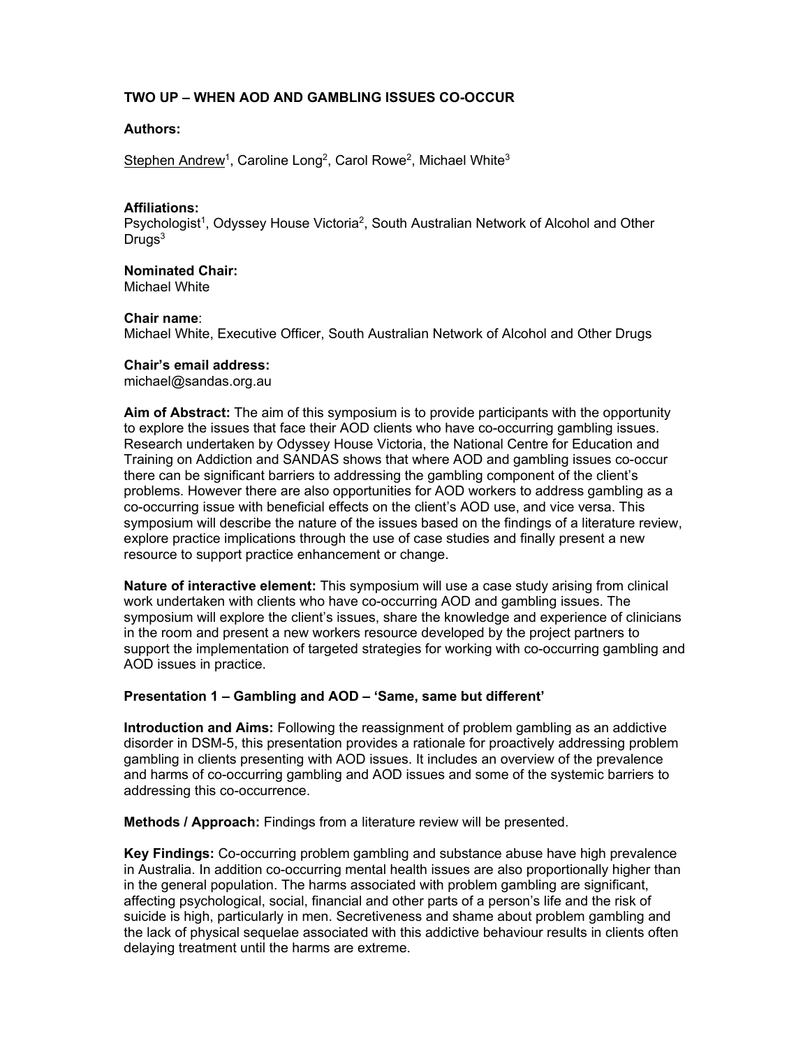# TWO UP – WHEN AOD AND GAMBLING ISSUES CO-OCCUR

**Authors:**

<u>Stephen Andrew</u>[1], Caroline Long[2], Carol Rowe[2], Michael White[3]

**Affiliations:**
Psychologist[1], Odyssey House Victoria[2], South Australian Network of Alcohol and Other Drugs[3]

**Nominated Chair:**
Michael White

**Chair name**:
Michael White, Executive Officer, South Australian Network of Alcohol and Other Drugs

**Chair's email address:**
michael@sandas.org.au

**Aim of Abstract:** The aim of this symposium is to provide participants with the opportunity to explore the issues that face their AOD clients who have co-occurring gambling issues. Research undertaken by Odyssey House Victoria, the National Centre for Education and Training on Addiction and SANDAS shows that where AOD and gambling issues co-occur there can be significant barriers to addressing the gambling component of the client's problems. However there are also opportunities for AOD workers to address gambling as a co-occurring issue with beneficial effects on the client's AOD use, and vice versa. This symposium will describe the nature of the issues based on the findings of a literature review, explore practice implications through the use of case studies and finally present a new resource to support practice enhancement or change.

**Nature of interactive element:** This symposium will use a case study arising from clinical work undertaken with clients who have co-occurring AOD and gambling issues. The symposium will explore the client's issues, share the knowledge and experience of clinicians in the room and present a new workers resource developed by the project partners to support the implementation of targeted strategies for working with co-occurring gambling and AOD issues in practice.

## Presentation 1 – Gambling and AOD – 'Same, same but different'

**Introduction and Aims:** Following the reassignment of problem gambling as an addictive disorder in DSM-5, this presentation provides a rationale for proactively addressing problem gambling in clients presenting with AOD issues. It includes an overview of the prevalence and harms of co-occurring gambling and AOD issues and some of the systemic barriers to addressing this co-occurrence.

**Methods / Approach:** Findings from a literature review will be presented.

**Key Findings:** Co-occurring problem gambling and substance abuse have high prevalence in Australia. In addition co-occurring mental health issues are also proportionally higher than in the general population. The harms associated with problem gambling are significant, affecting psychological, social, financial and other parts of a person's life and the risk of suicide is high, particularly in men. Secretiveness and shame about problem gambling and the lack of physical sequelae associated with this addictive behaviour results in clients often delaying treatment until the harms are extreme.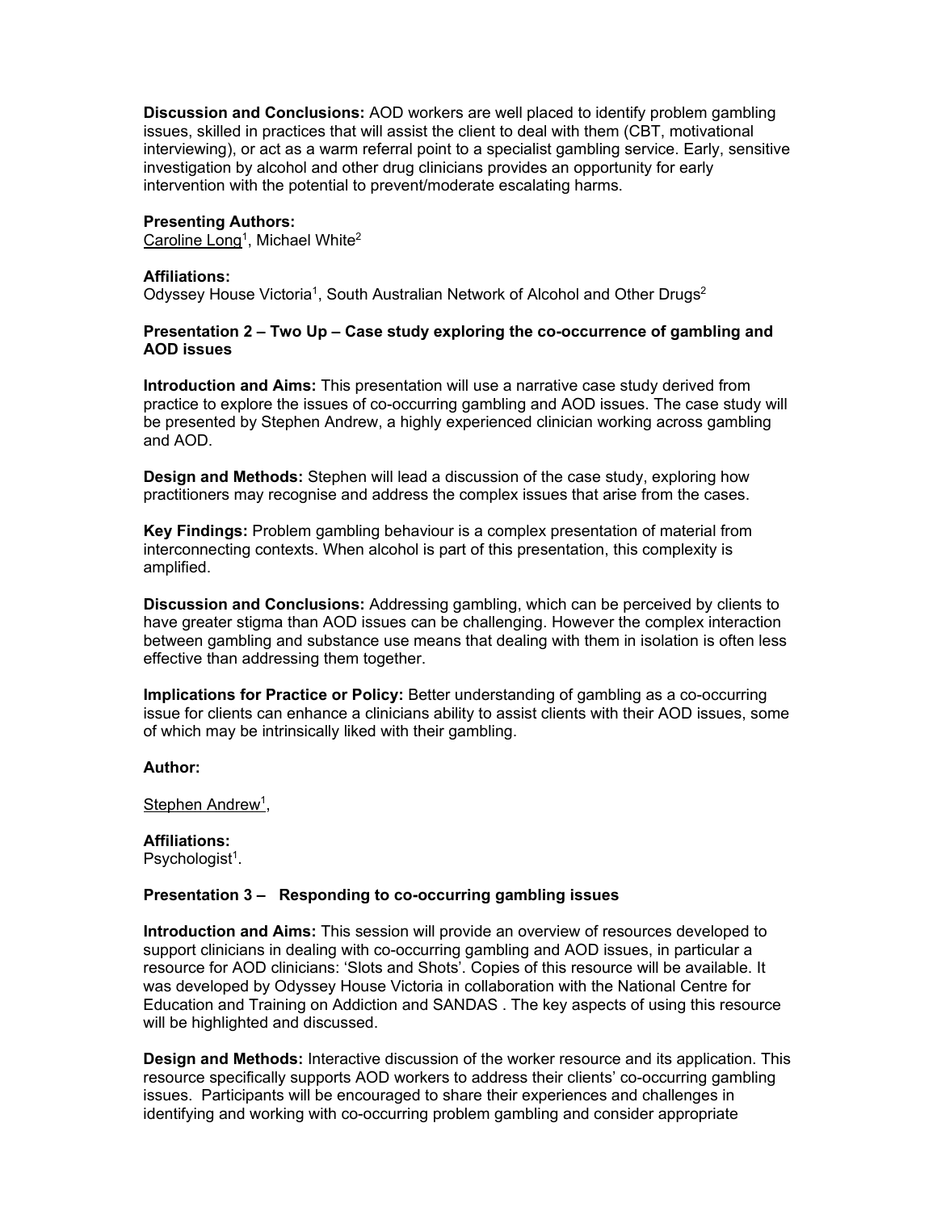**Discussion and Conclusions:** AOD workers are well placed to identify problem gambling issues, skilled in practices that will assist the client to deal with them (CBT, motivational interviewing), or act as a warm referral point to a specialist gambling service. Early, sensitive investigation by alcohol and other drug clinicians provides an opportunity for early intervention with the potential to prevent/moderate escalating harms.

**Presenting Authors:**
Caroline Long[1], Michael White[2]

**Affiliations:**
Odyssey House Victoria[1], South Australian Network of Alcohol and Other Drugs[2]

**Presentation 2 – Two Up – Case study exploring the co-occurrence of gambling and AOD issues**

**Introduction and Aims:** This presentation will use a narrative case study derived from practice to explore the issues of co-occurring gambling and AOD issues. The case study will be presented by Stephen Andrew, a highly experienced clinician working across gambling and AOD.

**Design and Methods:** Stephen will lead a discussion of the case study, exploring how practitioners may recognise and address the complex issues that arise from the cases.

**Key Findings:** Problem gambling behaviour is a complex presentation of material from interconnecting contexts. When alcohol is part of this presentation, this complexity is amplified.

**Discussion and Conclusions:** Addressing gambling, which can be perceived by clients to have greater stigma than AOD issues can be challenging. However the complex interaction between gambling and substance use means that dealing with them in isolation is often less effective than addressing them together.

**Implications for Practice or Policy:** Better understanding of gambling as a co-occurring issue for clients can enhance a clinicians ability to assist clients with their AOD issues, some of which may be intrinsically liked with their gambling.

**Author:**

Stephen Andrew[1],

**Affiliations:**
Psychologist[1].

**Presentation 3 – Responding to co-occurring gambling issues**

**Introduction and Aims:** This session will provide an overview of resources developed to support clinicians in dealing with co-occurring gambling and AOD issues, in particular a resource for AOD clinicians: 'Slots and Shots'. Copies of this resource will be available. It was developed by Odyssey House Victoria in collaboration with the National Centre for Education and Training on Addiction and SANDAS . The key aspects of using this resource will be highlighted and discussed.

**Design and Methods:** Interactive discussion of the worker resource and its application. This resource specifically supports AOD workers to address their clients' co-occurring gambling issues. Participants will be encouraged to share their experiences and challenges in identifying and working with co-occurring problem gambling and consider appropriate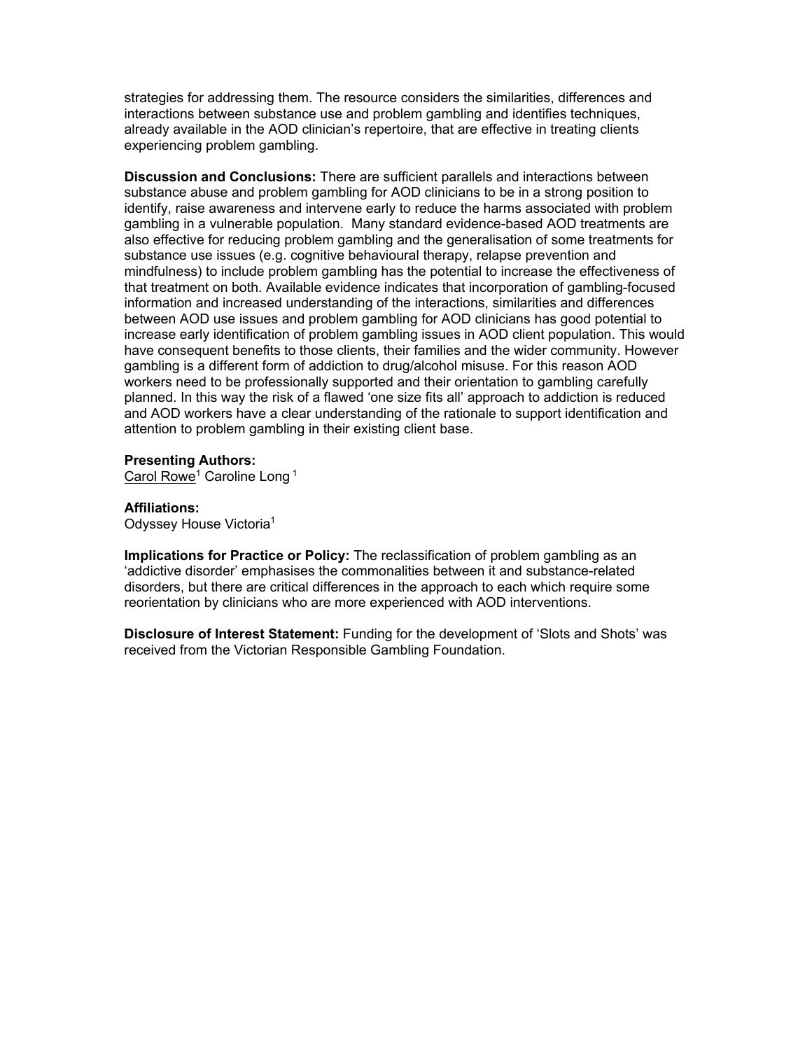strategies for addressing them. The resource considers the similarities, differences and interactions between substance use and problem gambling and identifies techniques, already available in the AOD clinician's repertoire, that are effective in treating clients experiencing problem gambling.

**Discussion and Conclusions:** There are sufficient parallels and interactions between substance abuse and problem gambling for AOD clinicians to be in a strong position to identify, raise awareness and intervene early to reduce the harms associated with problem gambling in a vulnerable population. Many standard evidence-based AOD treatments are also effective for reducing problem gambling and the generalisation of some treatments for substance use issues (e.g. cognitive behavioural therapy, relapse prevention and mindfulness) to include problem gambling has the potential to increase the effectiveness of that treatment on both. Available evidence indicates that incorporation of gambling-focused information and increased understanding of the interactions, similarities and differences between AOD use issues and problem gambling for AOD clinicians has good potential to increase early identification of problem gambling issues in AOD client population. This would have consequent benefits to those clients, their families and the wider community. However gambling is a different form of addiction to drug/alcohol misuse. For this reason AOD workers need to be professionally supported and their orientation to gambling carefully planned. In this way the risk of a flawed 'one size fits all' approach to addiction is reduced and AOD workers have a clear understanding of the rationale to support identification and attention to problem gambling in their existing client base.

**Presenting Authors:**
Carol Rowe[1] Caroline Long [1]

**Affiliations:**
Odyssey House Victoria[1]

**Implications for Practice or Policy:** The reclassification of problem gambling as an 'addictive disorder' emphasises the commonalities between it and substance-related disorders, but there are critical differences in the approach to each which require some reorientation by clinicians who are more experienced with AOD interventions.

**Disclosure of Interest Statement:** Funding for the development of 'Slots and Shots' was received from the Victorian Responsible Gambling Foundation.